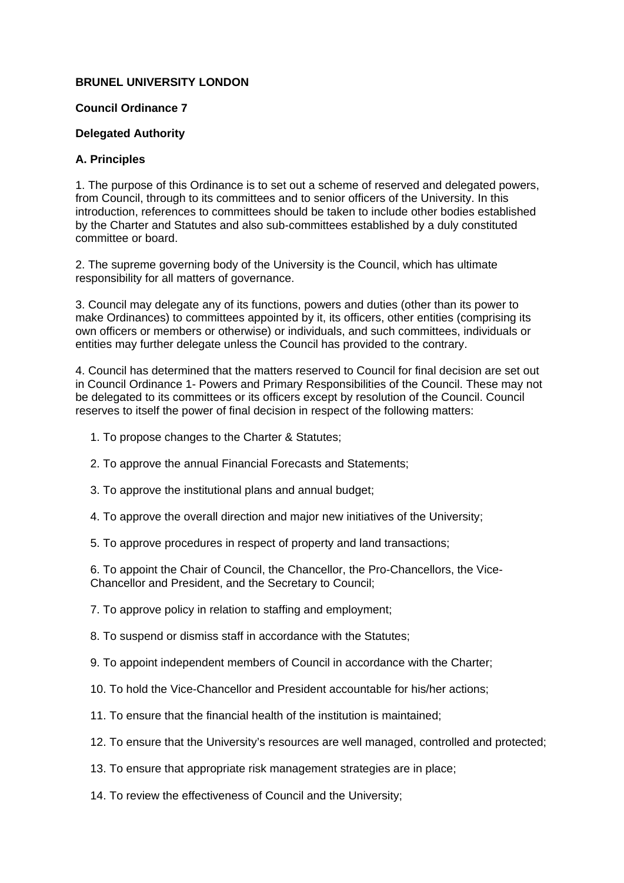**BRUNEL UNIVERSITY LONDON**

**Council Ordinance 7**

**Delegated Authority**

**A. Principles**

1. The purpose of this Ordinance is to set out a scheme of reserved and delegated powers, from Council, through to its committees and to senior officers of the University. In this introduction, references to committees should be taken to include other bodies established by the Charter and Statutes and also sub-committees established by a duly constituted committee or board.

2. The supreme governing body of the University is the Council, which has ultimate responsibility for all matters of governance.

3. Council may delegate any of its functions, powers and duties (other than its power to make Ordinances) to committees appointed by it, its officers, other entities (comprising its own officers or members or otherwise) or individuals, and such committees, individuals or entities may further delegate unless the Council has provided to the contrary.

4. Council has determined that the matters reserved to Council for final decision are set out in Council Ordinance 1- Powers and Primary Responsibilities of the Council. These may not be delegated to its committees or its officers except by resolution of the Council. Council reserves to itself the power of final decision in respect of the following matters:

   1. To propose changes to the Charter & Statutes;

   2. To approve the annual Financial Forecasts and Statements;

   3. To approve the institutional plans and annual budget;

   4. To approve the overall direction and major new initiatives of the University;

   5. To approve procedures in respect of property and land transactions;

   6. To appoint the Chair of Council, the Chancellor, the Pro-Chancellors, the Vice-Chancellor and President, and the Secretary to Council;

   7. To approve policy in relation to staffing and employment;

   8. To suspend or dismiss staff in accordance with the Statutes;

   9. To appoint independent members of Council in accordance with the Charter;

   10. To hold the Vice-Chancellor and President accountable for his/her actions;

   11. To ensure that the financial health of the institution is maintained;

   12. To ensure that the University's resources are well managed, controlled and protected;

   13. To ensure that appropriate risk management strategies are in place;

   14. To review the effectiveness of Council and the University;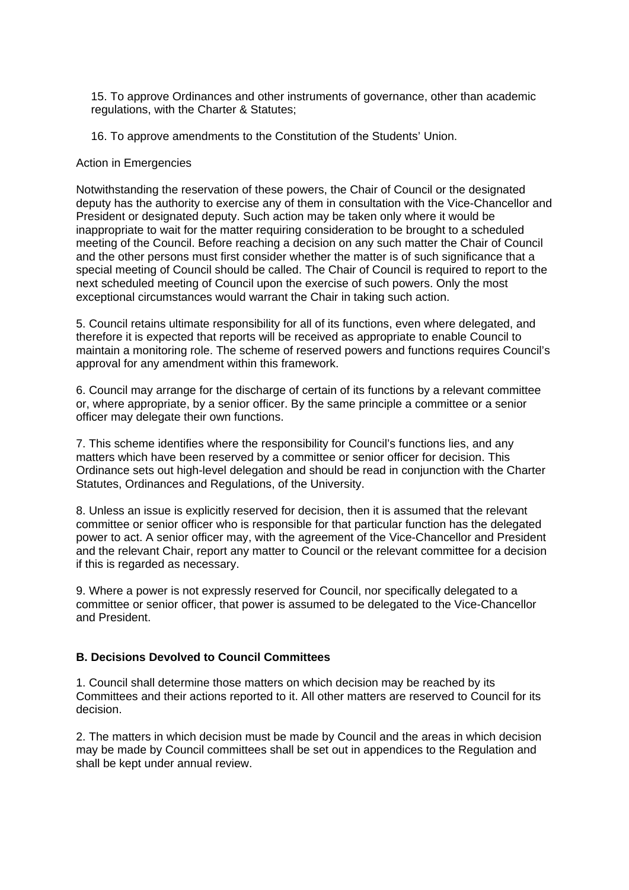15. To approve Ordinances and other instruments of governance, other than academic regulations, with the Charter & Statutes;

16. To approve amendments to the Constitution of the Students' Union.

Action in Emergencies

Notwithstanding the reservation of these powers, the Chair of Council or the designated deputy has the authority to exercise any of them in consultation with the Vice-Chancellor and President or designated deputy. Such action may be taken only where it would be inappropriate to wait for the matter requiring consideration to be brought to a scheduled meeting of the Council. Before reaching a decision on any such matter the Chair of Council and the other persons must first consider whether the matter is of such significance that a special meeting of Council should be called. The Chair of Council is required to report to the next scheduled meeting of Council upon the exercise of such powers. Only the most exceptional circumstances would warrant the Chair in taking such action.

5. Council retains ultimate responsibility for all of its functions, even where delegated, and therefore it is expected that reports will be received as appropriate to enable Council to maintain a monitoring role. The scheme of reserved powers and functions requires Council's approval for any amendment within this framework.

6. Council may arrange for the discharge of certain of its functions by a relevant committee or, where appropriate, by a senior officer. By the same principle a committee or a senior officer may delegate their own functions.

7. This scheme identifies where the responsibility for Council's functions lies, and any matters which have been reserved by a committee or senior officer for decision. This Ordinance sets out high-level delegation and should be read in conjunction with the Charter Statutes, Ordinances and Regulations, of the University.

8. Unless an issue is explicitly reserved for decision, then it is assumed that the relevant committee or senior officer who is responsible for that particular function has the delegated power to act. A senior officer may, with the agreement of the Vice-Chancellor and President and the relevant Chair, report any matter to Council or the relevant committee for a decision if this is regarded as necessary.

9. Where a power is not expressly reserved for Council, nor specifically delegated to a committee or senior officer, that power is assumed to be delegated to the Vice-Chancellor and President.

**B. Decisions Devolved to Council Committees**

1. Council shall determine those matters on which decision may be reached by its Committees and their actions reported to it. All other matters are reserved to Council for its decision.

2. The matters in which decision must be made by Council and the areas in which decision may be made by Council committees shall be set out in appendices to the Regulation and shall be kept under annual review.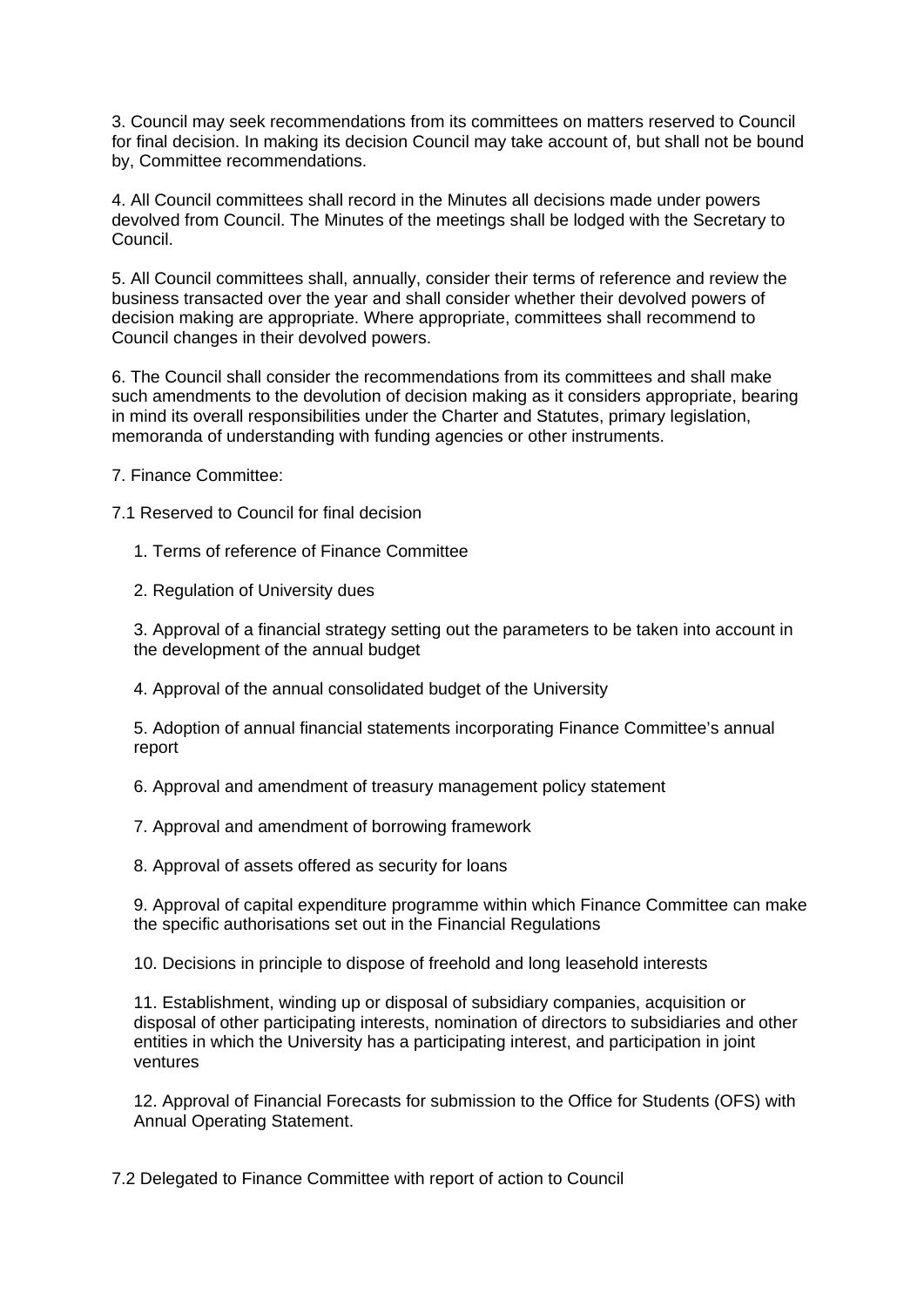3. Council may seek recommendations from its committees on matters reserved to Council for final decision. In making its decision Council may take account of, but shall not be bound by, Committee recommendations.

4. All Council committees shall record in the Minutes all decisions made under powers devolved from Council. The Minutes of the meetings shall be lodged with the Secretary to Council.

5. All Council committees shall, annually, consider their terms of reference and review the business transacted over the year and shall consider whether their devolved powers of decision making are appropriate. Where appropriate, committees shall recommend to Council changes in their devolved powers.

6. The Council shall consider the recommendations from its committees and shall make such amendments to the devolution of decision making as it considers appropriate, bearing in mind its overall responsibilities under the Charter and Statutes, primary legislation, memoranda of understanding with funding agencies or other instruments.

7. Finance Committee:

7.1 Reserved to Council for final decision

1. Terms of reference of Finance Committee

2. Regulation of University dues

3. Approval of a financial strategy setting out the parameters to be taken into account in the development of the annual budget

4. Approval of the annual consolidated budget of the University

5. Adoption of annual financial statements incorporating Finance Committee's annual report

6. Approval and amendment of treasury management policy statement

7. Approval and amendment of borrowing framework

8. Approval of assets offered as security for loans

9. Approval of capital expenditure programme within which Finance Committee can make the specific authorisations set out in the Financial Regulations

10. Decisions in principle to dispose of freehold and long leasehold interests

11. Establishment, winding up or disposal of subsidiary companies, acquisition or disposal of other participating interests, nomination of directors to subsidiaries and other entities in which the University has a participating interest, and participation in joint ventures

12. Approval of Financial Forecasts for submission to the Office for Students (OFS) with Annual Operating Statement.

7.2 Delegated to Finance Committee with report of action to Council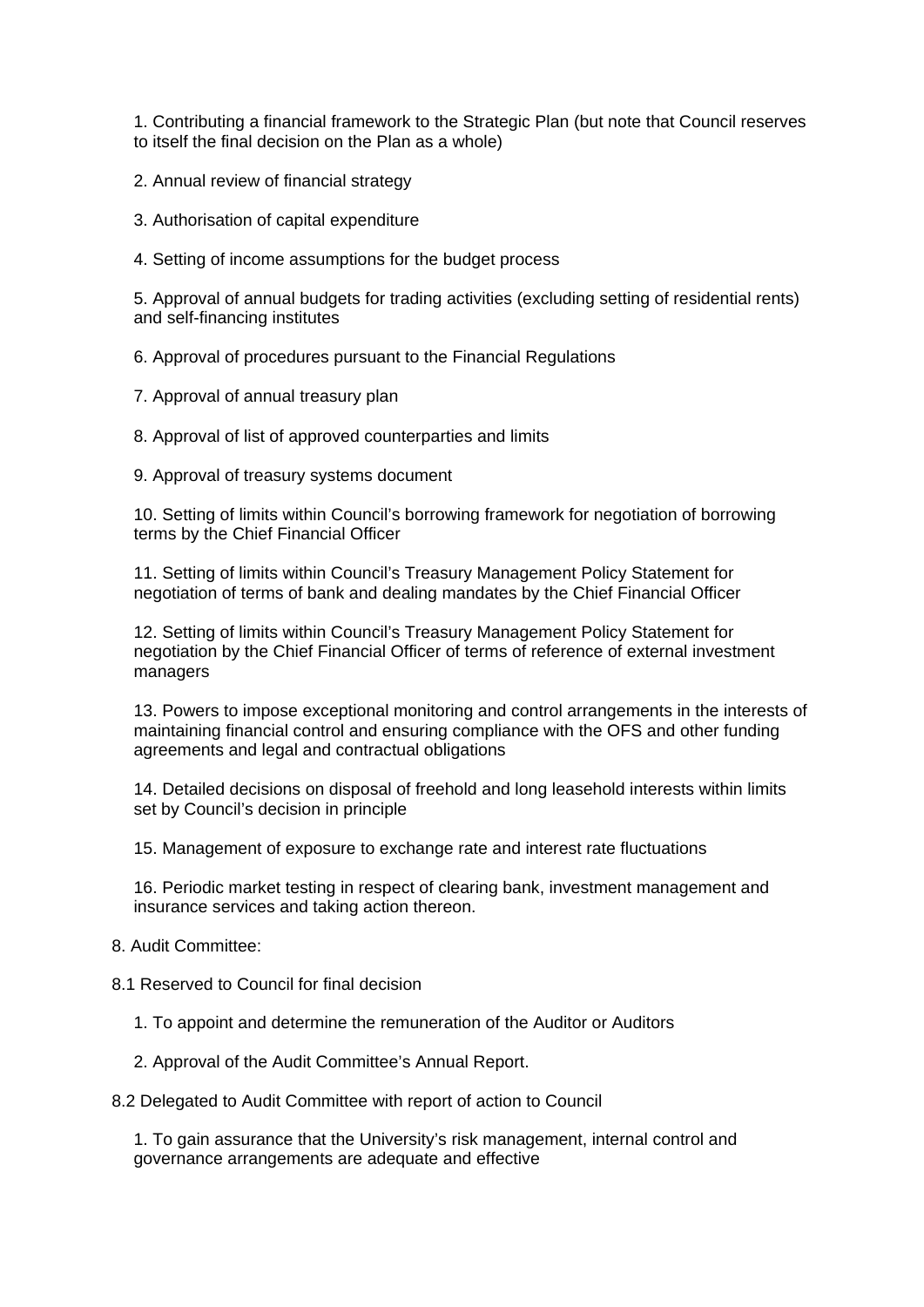1. Contributing a financial framework to the Strategic Plan (but note that Council reserves to itself the final decision on the Plan as a whole)

2. Annual review of financial strategy

3. Authorisation of capital expenditure

4. Setting of income assumptions for the budget process

5. Approval of annual budgets for trading activities (excluding setting of residential rents) and self-financing institutes

6. Approval of procedures pursuant to the Financial Regulations

7. Approval of annual treasury plan

8. Approval of list of approved counterparties and limits

9. Approval of treasury systems document

10. Setting of limits within Council's borrowing framework for negotiation of borrowing terms by the Chief Financial Officer

11. Setting of limits within Council's Treasury Management Policy Statement for negotiation of terms of bank and dealing mandates by the Chief Financial Officer

12. Setting of limits within Council's Treasury Management Policy Statement for negotiation by the Chief Financial Officer of terms of reference of external investment managers

13. Powers to impose exceptional monitoring and control arrangements in the interests of maintaining financial control and ensuring compliance with the OFS and other funding agreements and legal and contractual obligations

14. Detailed decisions on disposal of freehold and long leasehold interests within limits set by Council's decision in principle

15. Management of exposure to exchange rate and interest rate fluctuations

16. Periodic market testing in respect of clearing bank, investment management and insurance services and taking action thereon.

8. Audit Committee:

8.1 Reserved to Council for final decision

1. To appoint and determine the remuneration of the Auditor or Auditors

2. Approval of the Audit Committee's Annual Report.

8.2 Delegated to Audit Committee with report of action to Council

1. To gain assurance that the University's risk management, internal control and governance arrangements are adequate and effective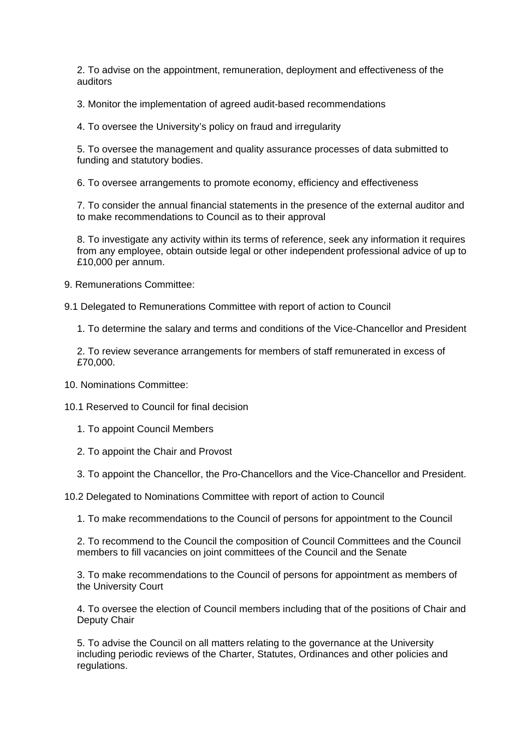2. To advise on the appointment, remuneration, deployment and effectiveness of the auditors

3. Monitor the implementation of agreed audit-based recommendations

4. To oversee the University's policy on fraud and irregularity

5. To oversee the management and quality assurance processes of data submitted to funding and statutory bodies.

6. To oversee arrangements to promote economy, efficiency and effectiveness

7. To consider the annual financial statements in the presence of the external auditor and to make recommendations to Council as to their approval

8. To investigate any activity within its terms of reference, seek any information it requires from any employee, obtain outside legal or other independent professional advice of up to £10,000 per annum.

9. Remunerations Committee:

9.1 Delegated to Remunerations Committee with report of action to Council

1. To determine the salary and terms and conditions of the Vice-Chancellor and President

2. To review severance arrangements for members of staff remunerated in excess of £70,000.

10. Nominations Committee:

10.1 Reserved to Council for final decision

1. To appoint Council Members

2. To appoint the Chair and Provost

3. To appoint the Chancellor, the Pro-Chancellors and the Vice-Chancellor and President.

10.2 Delegated to Nominations Committee with report of action to Council

1. To make recommendations to the Council of persons for appointment to the Council

2. To recommend to the Council the composition of Council Committees and the Council members to fill vacancies on joint committees of the Council and the Senate

3. To make recommendations to the Council of persons for appointment as members of the University Court

4. To oversee the election of Council members including that of the positions of Chair and Deputy Chair

5. To advise the Council on all matters relating to the governance at the University including periodic reviews of the Charter, Statutes, Ordinances and other policies and regulations.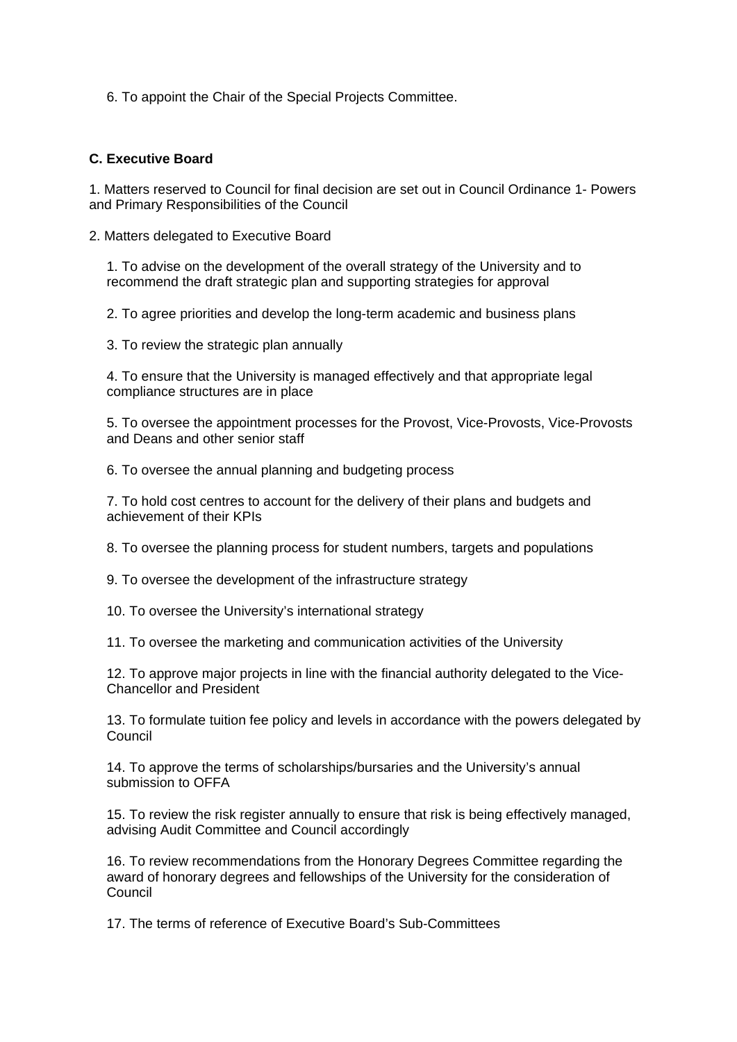6. To appoint the Chair of the Special Projects Committee.

**C. Executive Board**

1. Matters reserved to Council for final decision are set out in Council Ordinance 1- Powers and Primary Responsibilities of the Council

2. Matters delegated to Executive Board

    1. To advise on the development of the overall strategy of the University and to recommend the draft strategic plan and supporting strategies for approval

    2. To agree priorities and develop the long-term academic and business plans

    3. To review the strategic plan annually

    4. To ensure that the University is managed effectively and that appropriate legal compliance structures are in place

    5. To oversee the appointment processes for the Provost, Vice-Provosts, Vice-Provosts and Deans and other senior staff

    6. To oversee the annual planning and budgeting process

    7. To hold cost centres to account for the delivery of their plans and budgets and achievement of their KPIs

    8. To oversee the planning process for student numbers, targets and populations

    9. To oversee the development of the infrastructure strategy

    10. To oversee the University's international strategy

    11. To oversee the marketing and communication activities of the University

    12. To approve major projects in line with the financial authority delegated to the Vice-Chancellor and President

    13. To formulate tuition fee policy and levels in accordance with the powers delegated by Council

    14. To approve the terms of scholarships/bursaries and the University's annual submission to OFFA

    15. To review the risk register annually to ensure that risk is being effectively managed, advising Audit Committee and Council accordingly

    16. To review recommendations from the Honorary Degrees Committee regarding the award of honorary degrees and fellowships of the University for the consideration of Council

    17. The terms of reference of Executive Board's Sub-Committees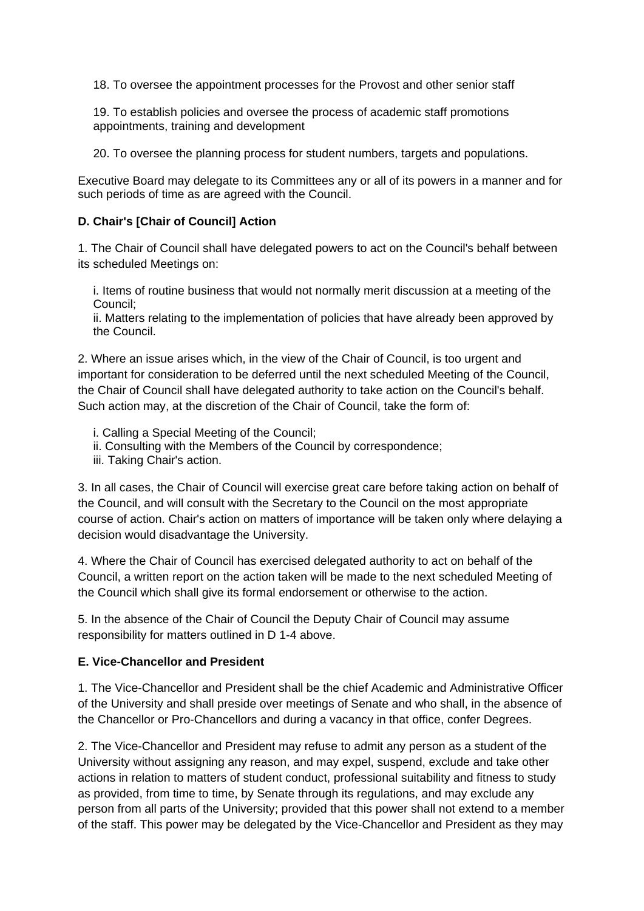18. To oversee the appointment processes for the Provost and other senior staff

19. To establish policies and oversee the process of academic staff promotions appointments, training and development

20. To oversee the planning process for student numbers, targets and populations.

Executive Board may delegate to its Committees any or all of its powers in a manner and for such periods of time as are agreed with the Council.

**D. Chair's [Chair of Council] Action**

1. The Chair of Council shall have delegated powers to act on the Council's behalf between its scheduled Meetings on:

   i. Items of routine business that would not normally merit discussion at a meeting of the Council;
   ii. Matters relating to the implementation of policies that have already been approved by the Council.

2. Where an issue arises which, in the view of the Chair of Council, is too urgent and important for consideration to be deferred until the next scheduled Meeting of the Council, the Chair of Council shall have delegated authority to take action on the Council's behalf. Such action may, at the discretion of the Chair of Council, take the form of:

   i. Calling a Special Meeting of the Council;
   ii. Consulting with the Members of the Council by correspondence;
   iii. Taking Chair's action.

3. In all cases, the Chair of Council will exercise great care before taking action on behalf of the Council, and will consult with the Secretary to the Council on the most appropriate course of action. Chair's action on matters of importance will be taken only where delaying a decision would disadvantage the University.

4. Where the Chair of Council has exercised delegated authority to act on behalf of the Council, a written report on the action taken will be made to the next scheduled Meeting of the Council which shall give its formal endorsement or otherwise to the action.

5. In the absence of the Chair of Council the Deputy Chair of Council may assume responsibility for matters outlined in D 1-4 above.

**E. Vice-Chancellor and President**

1. The Vice-Chancellor and President shall be the chief Academic and Administrative Officer of the University and shall preside over meetings of Senate and who shall, in the absence of the Chancellor or Pro-Chancellors and during a vacancy in that office, confer Degrees.

2. The Vice-Chancellor and President may refuse to admit any person as a student of the University without assigning any reason, and may expel, suspend, exclude and take other actions in relation to matters of student conduct, professional suitability and fitness to study as provided, from time to time, by Senate through its regulations, and may exclude any person from all parts of the University; provided that this power shall not extend to a member of the staff. This power may be delegated by the Vice-Chancellor and President as they may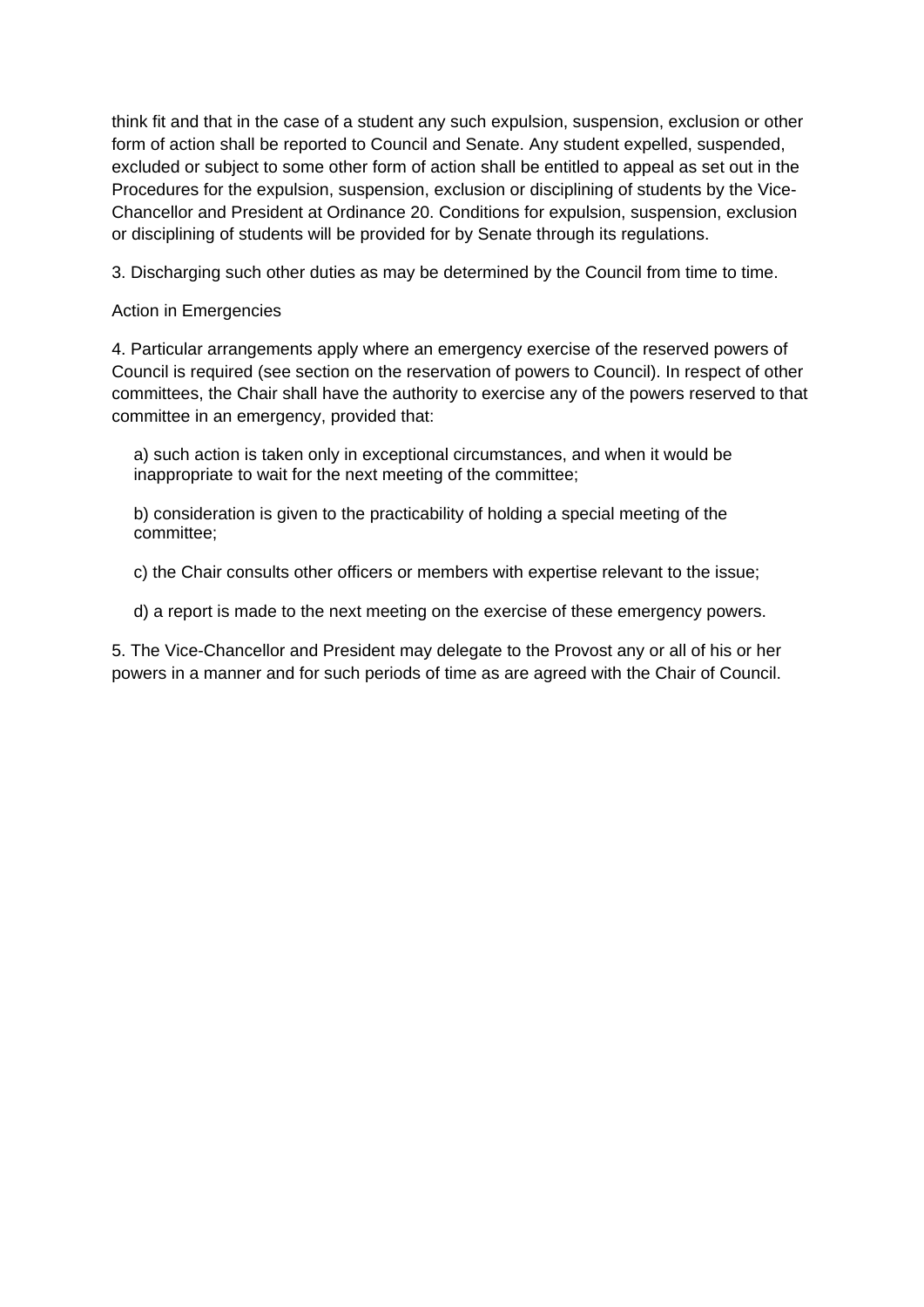think fit and that in the case of a student any such expulsion, suspension, exclusion or other form of action shall be reported to Council and Senate. Any student expelled, suspended, excluded or subject to some other form of action shall be entitled to appeal as set out in the Procedures for the expulsion, suspension, exclusion or disciplining of students by the Vice-Chancellor and President at Ordinance 20. Conditions for expulsion, suspension, exclusion or disciplining of students will be provided for by Senate through its regulations.

3. Discharging such other duties as may be determined by the Council from time to time.

Action in Emergencies

4. Particular arrangements apply where an emergency exercise of the reserved powers of Council is required (see section on the reservation of powers to Council). In respect of other committees, the Chair shall have the authority to exercise any of the powers reserved to that committee in an emergency, provided that:

a) such action is taken only in exceptional circumstances, and when it would be inappropriate to wait for the next meeting of the committee;

b) consideration is given to the practicability of holding a special meeting of the committee;

c) the Chair consults other officers or members with expertise relevant to the issue;

d) a report is made to the next meeting on the exercise of these emergency powers.

5. The Vice-Chancellor and President may delegate to the Provost any or all of his or her powers in a manner and for such periods of time as are agreed with the Chair of Council.